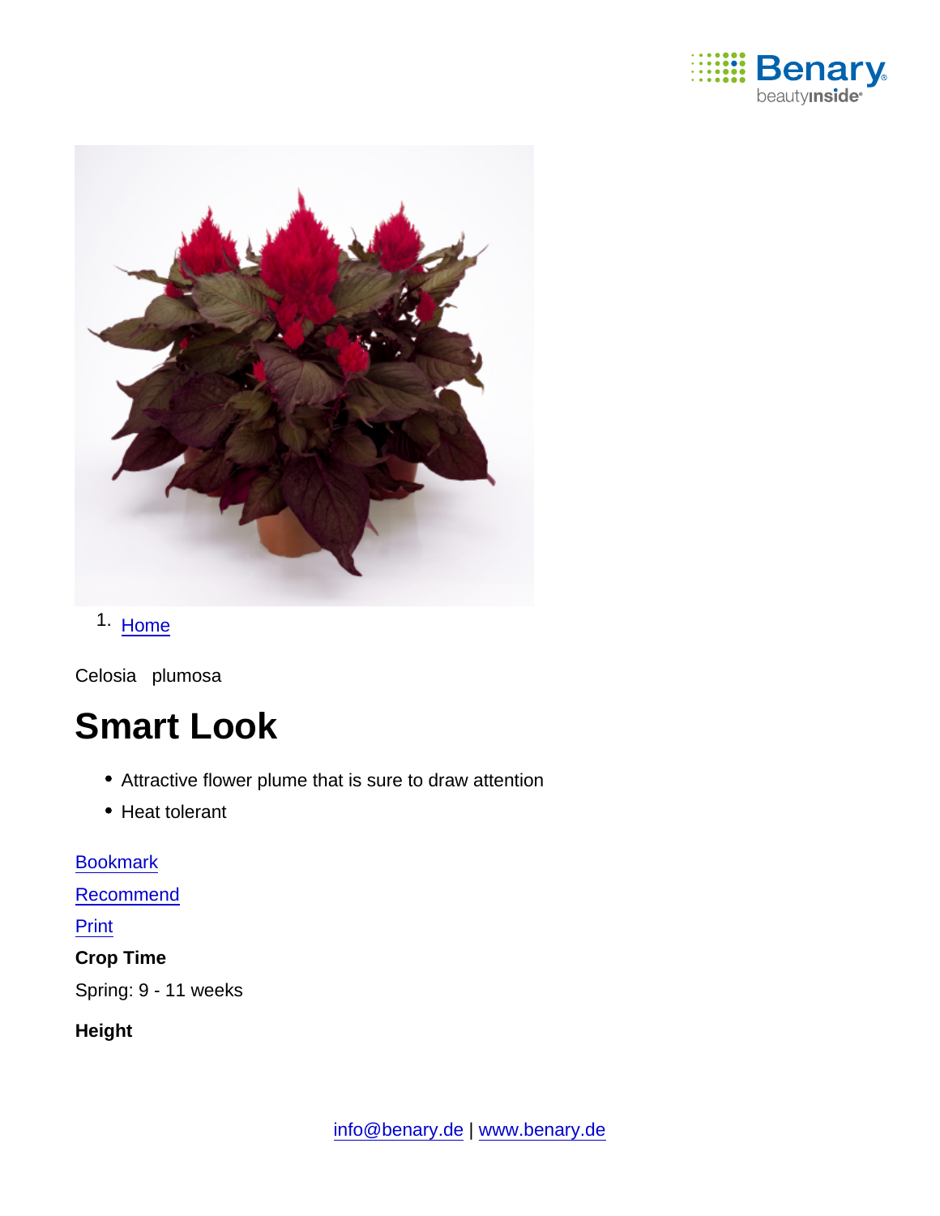1. [Home]

Celosia plumosa

# Smart Look

- Attractive flower plume that is sure to draw attention
- Heat tolerant

Bookmark

Recommend

Print

**Crop Time**

Spring: 9 - 11 weeks

**Height**

info@benary.de | www.benary.de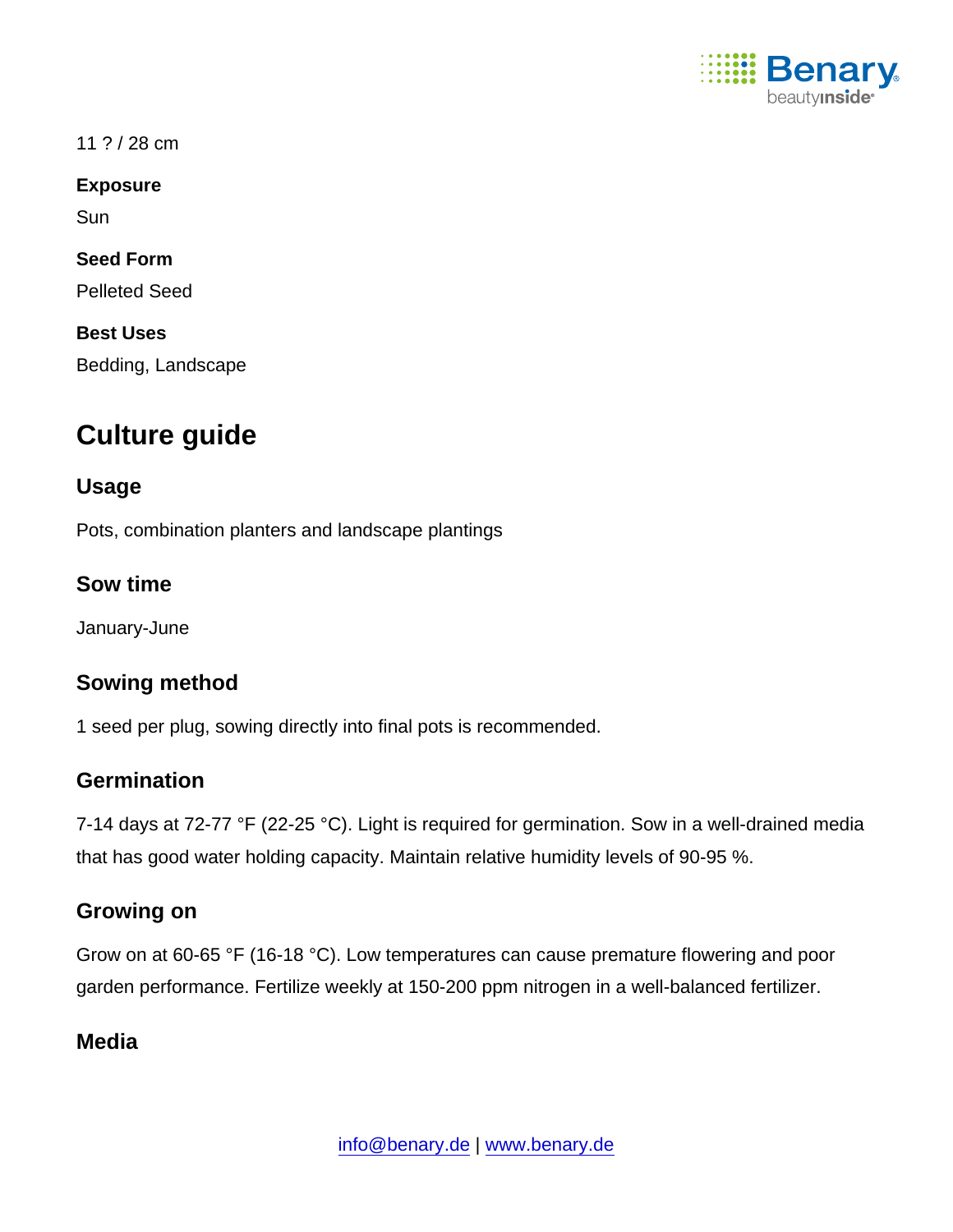11 ? / 28 cm

**Exposure**

Sun

**Seed Form**

Pelleted Seed

**Best Uses**

Bedding, Landscape

# Culture guide

## Usage

Pots, combination planters and landscape plantings

## Sow time

January-June

## Sowing method

1 seed per plug, sowing directly into final pots is recommended.

## Germination

7-14 days at 72-77 °F (22-25 °C). Light is required for germination. Sow in a well-drained media that has good water holding capacity. Maintain relative humidity levels of 90-95 %.

## Growing on

Grow on at 60-65 °F (16-18 °C). Low temperatures can cause premature flowering and poor garden performance. Fertilize weekly at 150-200 ppm nitrogen in a well-balanced fertilizer.

## Media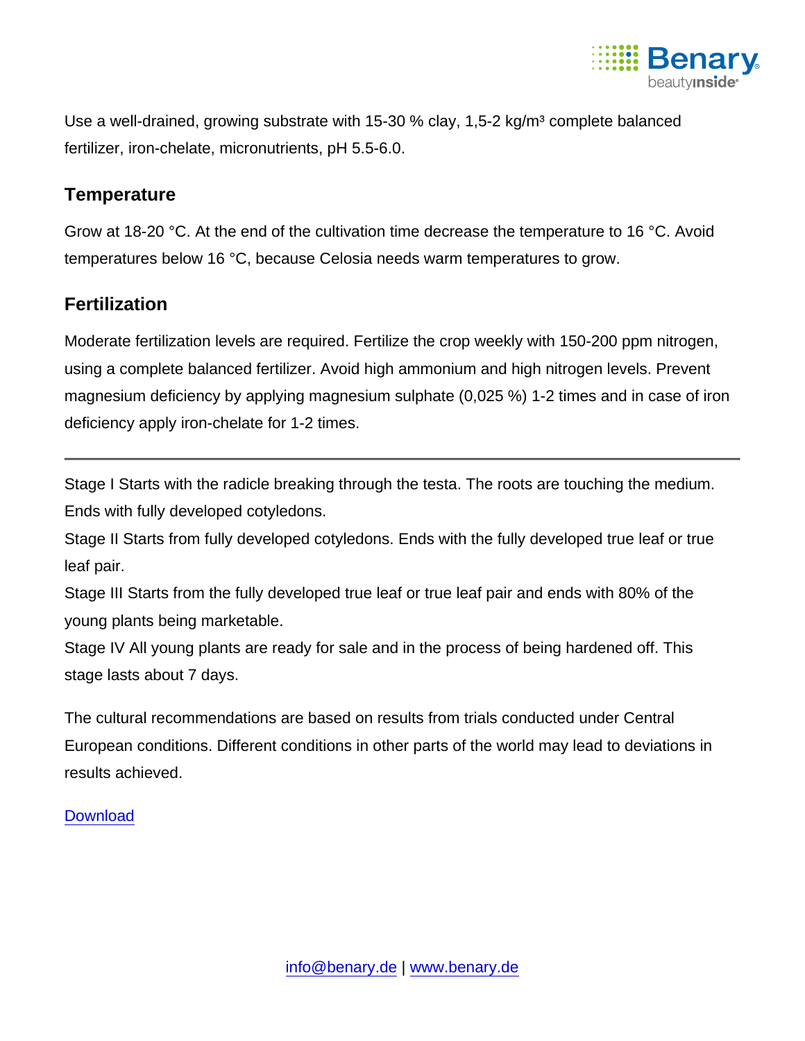Use a well-drained, growing substrate with 15-30 % clay, 1,5-2 kg/m³ complete balanced fertilizer, iron-chelate, micronutrients, pH 5.5-6.0.

## Temperature

Grow at 18-20 °C. At the end of the cultivation time decrease the temperature to 16 °C. Avoid temperatures below 16 °C, because Celosia needs warm temperatures to grow.

## Fertilization

Moderate fertilization levels are required. Fertilize the crop weekly with 150-200 ppm nitrogen, using a complete balanced fertilizer. Avoid high ammonium and high nitrogen levels. Prevent magnesium deficiency by applying magnesium sulphate (0,025 %) 1-2 times and in case of iron deficiency apply iron-chelate for 1-2 times.

---

Stage I Starts with the radicle breaking through the testa. The roots are touching the medium. Ends with fully developed cotyledons.
Stage II Starts from fully developed cotyledons. Ends with the fully developed true leaf or true leaf pair.
Stage III Starts from the fully developed true leaf or true leaf pair and ends with 80% of the young plants being marketable.
Stage IV All young plants are ready for sale and in the process of being hardened off. This stage lasts about 7 days.

The cultural recommendations are based on results from trials conducted under Central European conditions. Different conditions in other parts of the world may lead to deviations in results achieved.

Download

info@benary.de | www.benary.de